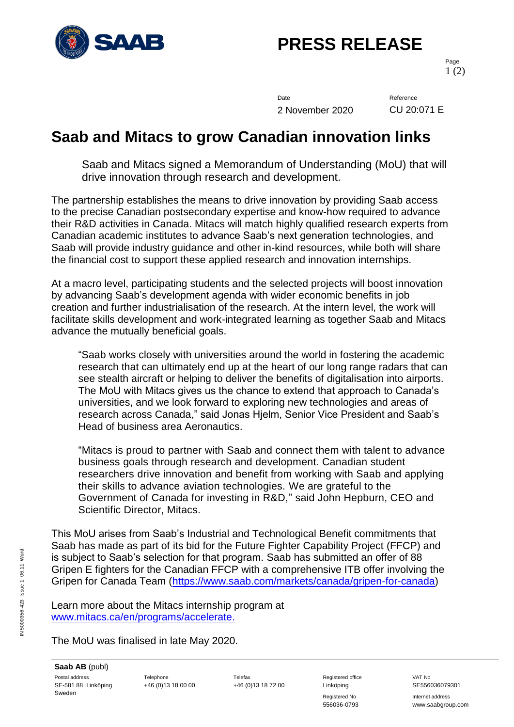# PRESS RELEASE

| Date | Reference |
| --- | --- |
| 2 November 2020 | CU 20:071 E |

# Saab and Mitacs to grow Canadian innovation links

Saab and Mitacs signed a Memorandum of Understanding (MoU) that will drive innovation through research and development.

The partnership establishes the means to drive innovation by providing Saab access to the precise Canadian postsecondary expertise and know-how required to advance their R&D activities in Canada. Mitacs will match highly qualified research experts from Canadian academic institutes to advance Saab's next generation technologies, and Saab will provide industry guidance and other in-kind resources, while both will share the financial cost to support these applied research and innovation internships.

At a macro level, participating students and the selected projects will boost innovation by advancing Saab's development agenda with wider economic benefits in job creation and further industrialisation of the research. At the intern level, the work will facilitate skills development and work-integrated learning as together Saab and Mitacs advance the mutually beneficial goals.

"Saab works closely with universities around the world in fostering the academic research that can ultimately end up at the heart of our long range radars that can see stealth aircraft or helping to deliver the benefits of digitalisation into airports. The MoU with Mitacs gives us the chance to extend that approach to Canada's universities, and we look forward to exploring new technologies and areas of research across Canada," said Jonas Hjelm, Senior Vice President and Saab's Head of business area Aeronautics.

"Mitacs is proud to partner with Saab and connect them with talent to advance business goals through research and development. Canadian student researchers drive innovation and benefit from working with Saab and applying their skills to advance aviation technologies. We are grateful to the Government of Canada for investing in R&D," said John Hepburn, CEO and Scientific Director, Mitacs.

This MoU arises from Saab's Industrial and Technological Benefit commitments that Saab has made as part of its bid for the Future Fighter Capability Project (FFCP) and is subject to Saab's selection for that program. Saab has submitted an offer of 88 Gripen E fighters for the Canadian FFCP with a comprehensive ITB offer involving the Gripen for Canada Team (https://www.saab.com/markets/canada/gripen-for-canada)

Learn more about the Mitacs internship program at www.mitacs.ca/en/programs/accelerate.

The MoU was finalised in late May 2020.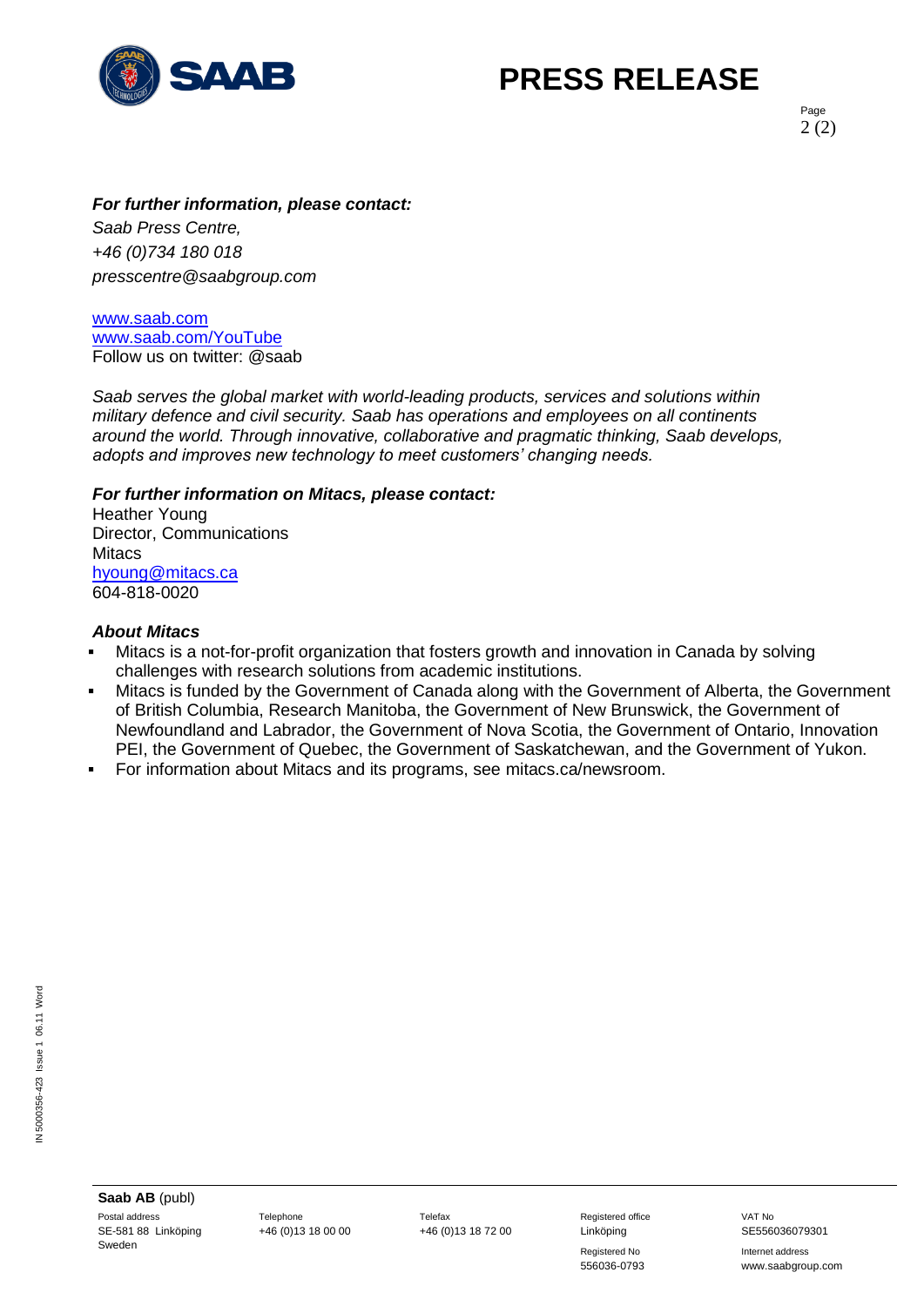***For further information, please contact:***

*Saab Press Centre,*
*+46 (0)734 180 018*
*presscentre@saabgroup.com*

www.saab.com
www.saab.com/YouTube
Follow us on twitter: @saab

*Saab serves the global market with world-leading products, services and solutions within military defence and civil security. Saab has operations and employees on all continents around the world. Through innovative, collaborative and pragmatic thinking, Saab develops, adopts and improves new technology to meet customers' changing needs.*

***For further information on Mitacs, please contact:***

Heather Young
Director, Communications
Mitacs
hyoung@mitacs.ca
604-818-0020

***About Mitacs***

- Mitacs is a not-for-profit organization that fosters growth and innovation in Canada by solving challenges with research solutions from academic institutions.
- Mitacs is funded by the Government of Canada along with the Government of Alberta, the Government of British Columbia, Research Manitoba, the Government of New Brunswick, the Government of Newfoundland and Labrador, the Government of Nova Scotia, the Government of Ontario, Innovation PEI, the Government of Quebec, the Government of Saskatchewan, and the Government of Yukon.
- For information about Mitacs and its programs, see mitacs.ca/newsroom.